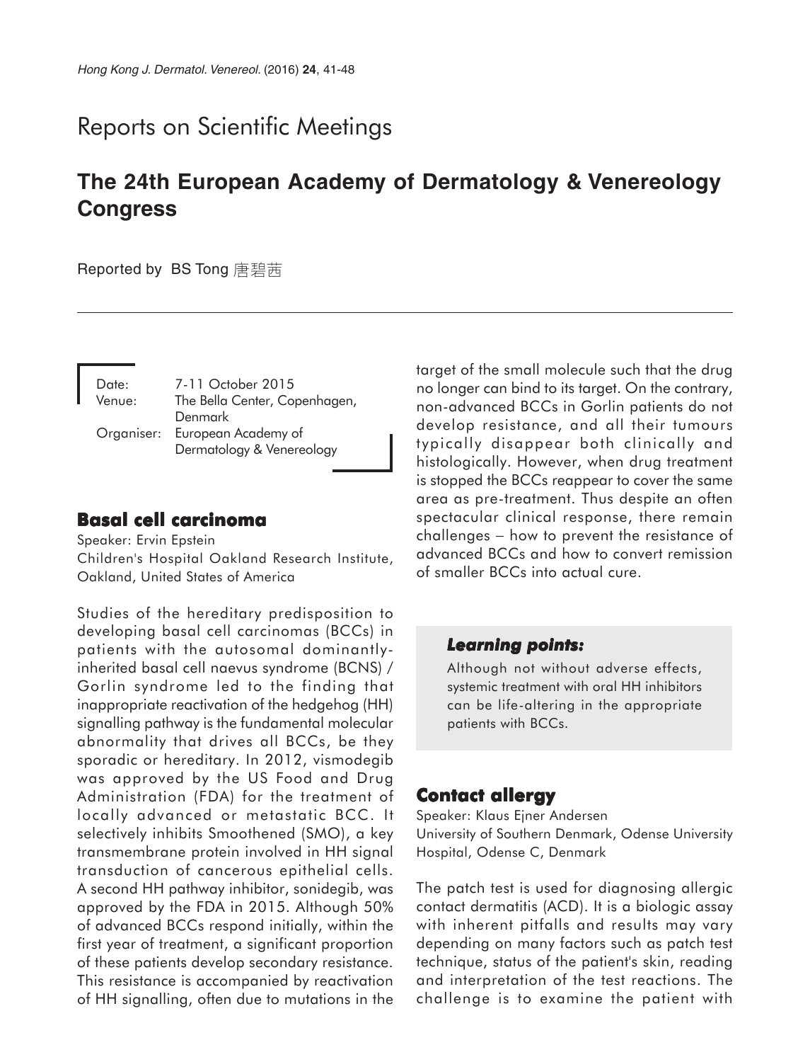# Reports on Scientific Meetings

## The 24th European Academy of Dermatology & Venereology Congress

Reported by BS Tong 唐碧茜

Date: 7-11 October 2015
Venue: The Bella Center, Copenhagen, Denmark
Organiser: European Academy of Dermatology & Venereology

### Basal cell carcinoma

Speaker: Ervin Epstein
Children's Hospital Oakland Research Institute, Oakland, United States of America

Studies of the hereditary predisposition to developing basal cell carcinomas (BCCs) in patients with the autosomal dominantly-inherited basal cell naevus syndrome (BCNS) / Gorlin syndrome led to the finding that inappropriate reactivation of the hedgehog (HH) signalling pathway is the fundamental molecular abnormality that drives all BCCs, be they sporadic or hereditary. In 2012, vismodegib was approved by the US Food and Drug Administration (FDA) for the treatment of locally advanced or metastatic BCC. It selectively inhibits Smoothened (SMO), a key transmembrane protein involved in HH signal transduction of cancerous epithelial cells. A second HH pathway inhibitor, sonidegib, was approved by the FDA in 2015. Although 50% of advanced BCCs respond initially, within the first year of treatment, a significant proportion of these patients develop secondary resistance. This resistance is accompanied by reactivation of HH signalling, often due to mutations in the target of the small molecule such that the drug no longer can bind to its target. On the contrary, non-advanced BCCs in Gorlin patients do not develop resistance, and all their tumours typically disappear both clinically and histologically. However, when drug treatment is stopped the BCCs reappear to cover the same area as pre-treatment. Thus despite an often spectacular clinical response, there remain challenges – how to prevent the resistance of advanced BCCs and how to convert remission of smaller BCCs into actual cure.

#### *Learning points:*

Although not without adverse effects, systemic treatment with oral HH inhibitors can be life-altering in the appropriate patients with BCCs.

### Contact allergy

Speaker: Klaus Ejner Andersen
University of Southern Denmark, Odense University Hospital, Odense C, Denmark

The patch test is used for diagnosing allergic contact dermatitis (ACD). It is a biologic assay with inherent pitfalls and results may vary depending on many factors such as patch test technique, status of the patient's skin, reading and interpretation of the test reactions. The challenge is to examine the patient with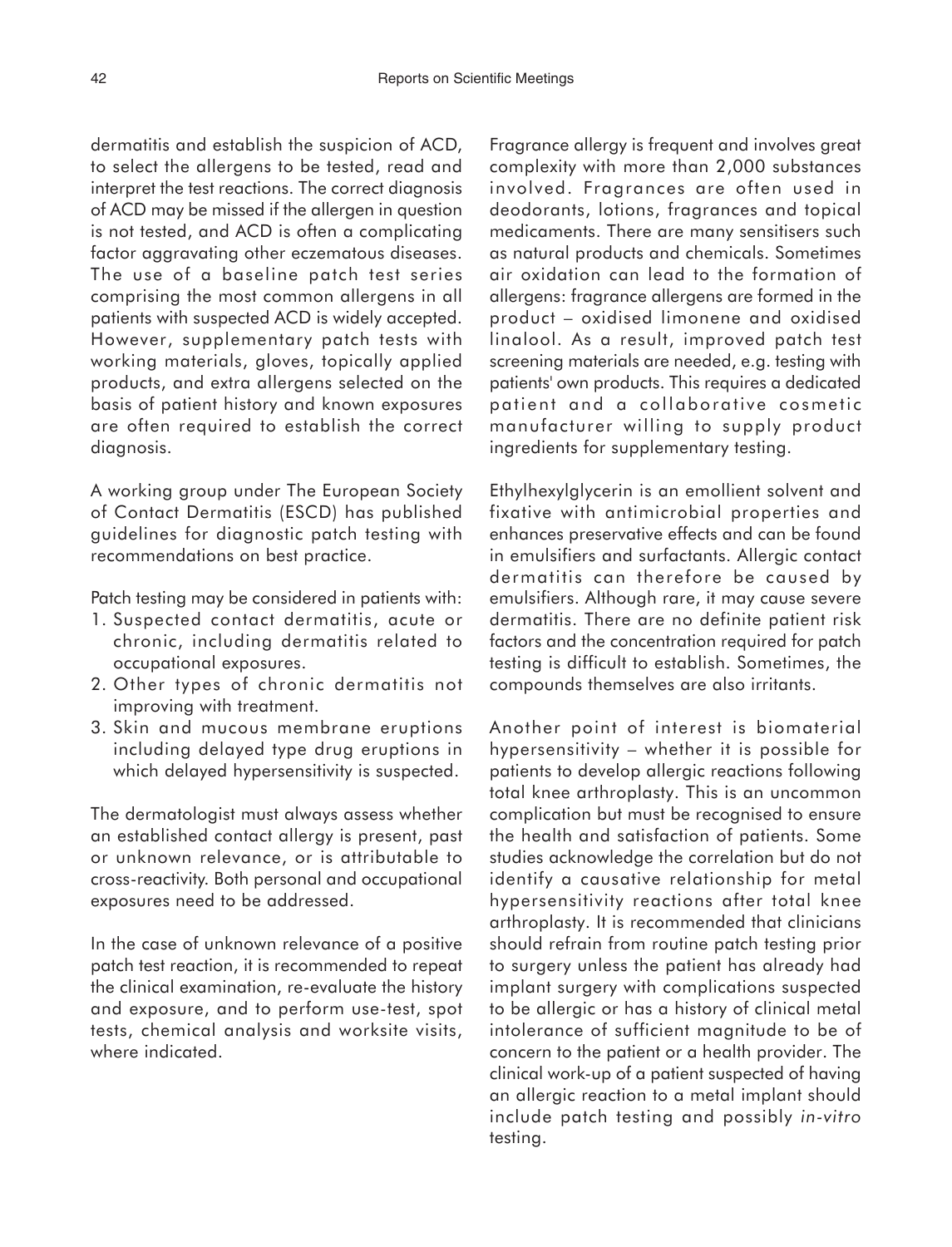dermatitis and establish the suspicion of ACD, to select the allergens to be tested, read and interpret the test reactions. The correct diagnosis of ACD may be missed if the allergen in question is not tested, and ACD is often a complicating factor aggravating other eczematous diseases. The use of a baseline patch test series comprising the most common allergens in all patients with suspected ACD is widely accepted. However, supplementary patch tests with working materials, gloves, topically applied products, and extra allergens selected on the basis of patient history and known exposures are often required to establish the correct diagnosis.

A working group under The European Society of Contact Dermatitis (ESCD) has published guidelines for diagnostic patch testing with recommendations on best practice.

Patch testing may be considered in patients with:

1. Suspected contact dermatitis, acute or chronic, including dermatitis related to occupational exposures.
2. Other types of chronic dermatitis not improving with treatment.
3. Skin and mucous membrane eruptions including delayed type drug eruptions in which delayed hypersensitivity is suspected.

The dermatologist must always assess whether an established contact allergy is present, past or unknown relevance, or is attributable to cross-reactivity. Both personal and occupational exposures need to be addressed.

In the case of unknown relevance of a positive patch test reaction, it is recommended to repeat the clinical examination, re-evaluate the history and exposure, and to perform use-test, spot tests, chemical analysis and worksite visits, where indicated.

Fragrance allergy is frequent and involves great complexity with more than 2,000 substances involved. Fragrances are often used in deodorants, lotions, fragrances and topical medicaments. There are many sensitisers such as natural products and chemicals. Sometimes air oxidation can lead to the formation of allergens: fragrance allergens are formed in the product – oxidised limonene and oxidised linalool. As a result, improved patch test screening materials are needed, e.g. testing with patients' own products. This requires a dedicated patient and a collaborative cosmetic manufacturer willing to supply product ingredients for supplementary testing.

Ethylhexylglycerin is an emollient solvent and fixative with antimicrobial properties and enhances preservative effects and can be found in emulsifiers and surfactants. Allergic contact dermatitis can therefore be caused by emulsifiers. Although rare, it may cause severe dermatitis. There are no definite patient risk factors and the concentration required for patch testing is difficult to establish. Sometimes, the compounds themselves are also irritants.

Another point of interest is biomaterial hypersensitivity – whether it is possible for patients to develop allergic reactions following total knee arthroplasty. This is an uncommon complication but must be recognised to ensure the health and satisfaction of patients. Some studies acknowledge the correlation but do not identify a causative relationship for metal hypersensitivity reactions after total knee arthroplasty. It is recommended that clinicians should refrain from routine patch testing prior to surgery unless the patient has already had implant surgery with complications suspected to be allergic or has a history of clinical metal intolerance of sufficient magnitude to be of concern to the patient or a health provider. The clinical work-up of a patient suspected of having an allergic reaction to a metal implant should include patch testing and possibly *in-vitro* testing.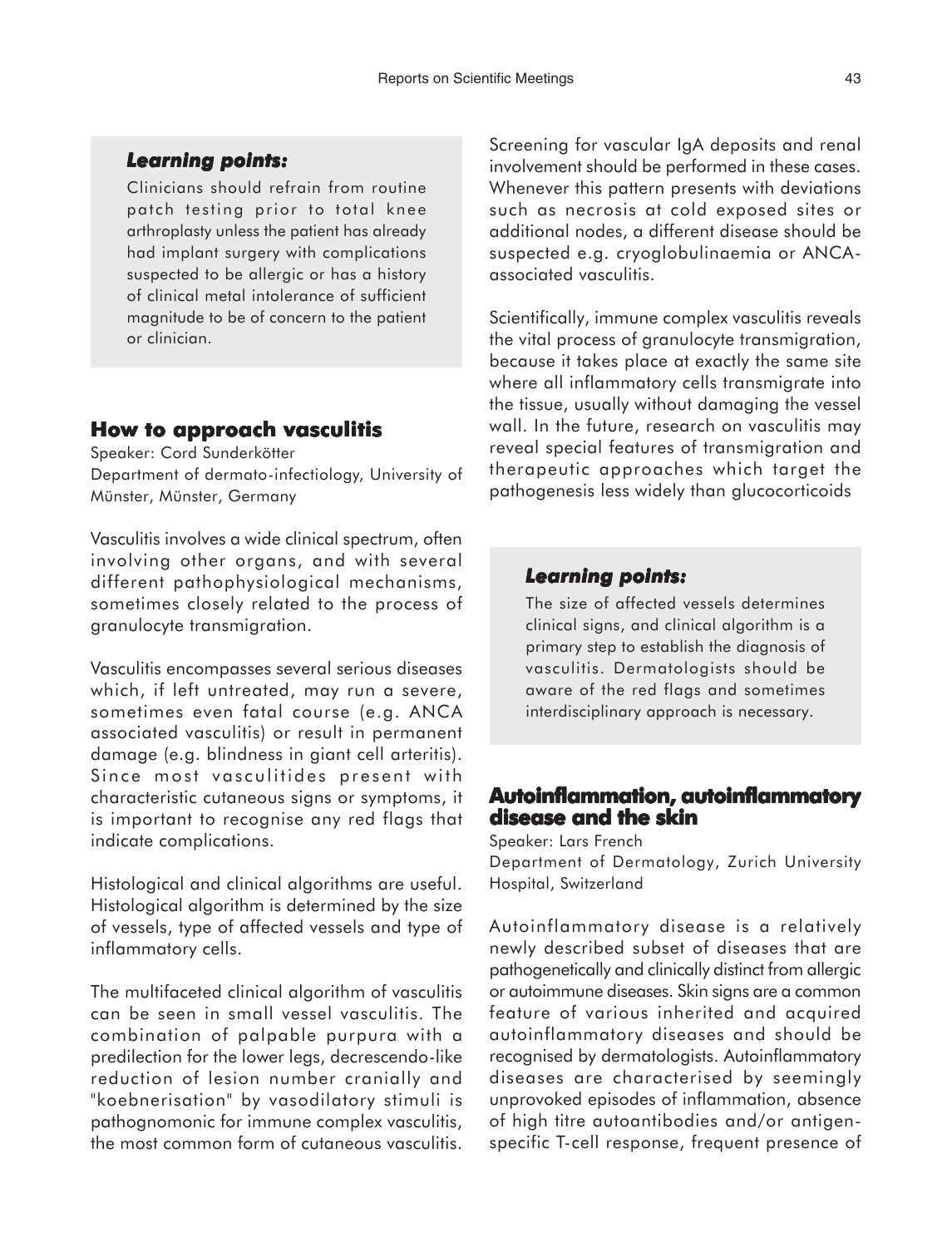### *Learning points:*

Clinicians should refrain from routine patch testing prior to total knee arthroplasty unless the patient has already had implant surgery with complications suspected to be allergic or has a history of clinical metal intolerance of sufficient magnitude to be of concern to the patient or clinician.

## How to approach vasculitis

Speaker: Cord Sunderkötter
Department of dermato-infectiology, University of Münster, Münster, Germany

Vasculitis involves a wide clinical spectrum, often involving other organs, and with several different pathophysiological mechanisms, sometimes closely related to the process of granulocyte transmigration.

Vasculitis encompasses several serious diseases which, if left untreated, may run a severe, sometimes even fatal course (e.g. ANCA associated vasculitis) or result in permanent damage (e.g. blindness in giant cell arteritis). Since most vasculitides present with characteristic cutaneous signs or symptoms, it is important to recognise any red flags that indicate complications.

Histological and clinical algorithms are useful. Histological algorithm is determined by the size of vessels, type of affected vessels and type of inflammatory cells.

The multifaceted clinical algorithm of vasculitis can be seen in small vessel vasculitis. The combination of palpable purpura with a predilection for the lower legs, decrescendo-like reduction of lesion number cranially and "koebnerisation" by vasodilatory stimuli is pathognomonic for immune complex vasculitis, the most common form of cutaneous vasculitis. Screening for vascular IgA deposits and renal involvement should be performed in these cases. Whenever this pattern presents with deviations such as necrosis at cold exposed sites or additional nodes, a different disease should be suspected e.g. cryoglobulinaemia or ANCA-associated vasculitis.

Scientifically, immune complex vasculitis reveals the vital process of granulocyte transmigration, because it takes place at exactly the same site where all inflammatory cells transmigrate into the tissue, usually without damaging the vessel wall. In the future, research on vasculitis may reveal special features of transmigration and therapeutic approaches which target the pathogenesis less widely than glucocorticoids

### *Learning points:*

The size of affected vessels determines clinical signs, and clinical algorithm is a primary step to establish the diagnosis of vasculitis. Dermatologists should be aware of the red flags and sometimes interdisciplinary approach is necessary.

## Autoinflammation, autoinflammatory disease and the skin

Speaker: Lars French
Department of Dermatology, Zurich University Hospital, Switzerland

Autoinflammatory disease is a relatively newly described subset of diseases that are pathogenetically and clinically distinct from allergic or autoimmune diseases. Skin signs are a common feature of various inherited and acquired autoinflammatory diseases and should be recognised by dermatologists. Autoinflammatory diseases are characterised by seemingly unprovoked episodes of inflammation, absence of high titre autoantibodies and/or antigen-specific T-cell response, frequent presence of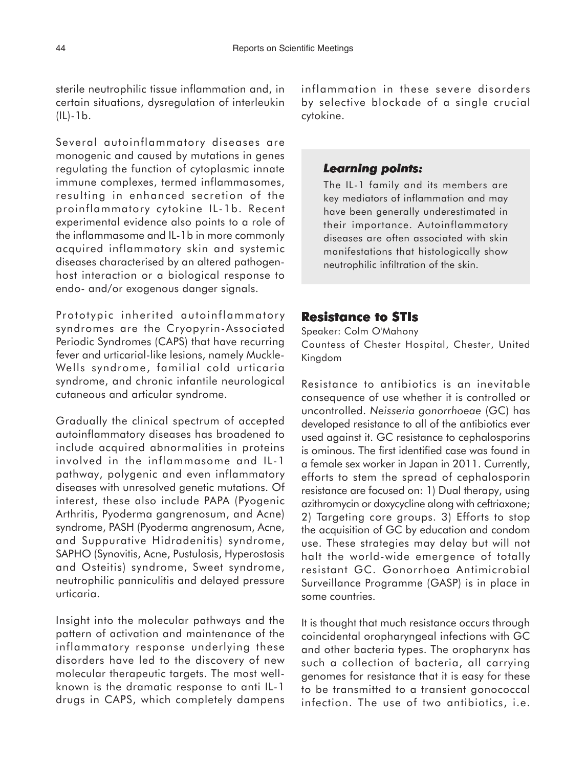sterile neutrophilic tissue inflammation and, in certain situations, dysregulation of interleukin (IL)-1b.

Several autoinflammatory diseases are monogenic and caused by mutations in genes regulating the function of cytoplasmic innate immune complexes, termed inflammasomes, resulting in enhanced secretion of the proinflammatory cytokine IL-1b. Recent experimental evidence also points to a role of the inflammasome and IL-1b in more commonly acquired inflammatory skin and systemic diseases characterised by an altered pathogen-host interaction or a biological response to endo- and/or exogenous danger signals.

Prototypic inherited autoinflammatory syndromes are the Cryopyrin-Associated Periodic Syndromes (CAPS) that have recurring fever and urticarial-like lesions, namely Muckle-Wells syndrome, familial cold urticaria syndrome, and chronic infantile neurological cutaneous and articular syndrome.

Gradually the clinical spectrum of accepted autoinflammatory diseases has broadened to include acquired abnormalities in proteins involved in the inflammasome and IL-1 pathway, polygenic and even inflammatory diseases with unresolved genetic mutations. Of interest, these also include PAPA (Pyogenic Arthritis, Pyoderma gangrenosum, and Acne) syndrome, PASH (Pyoderma angrenosum, Acne, and Suppurative Hidradenitis) syndrome, SAPHO (Synovitis, Acne, Pustulosis, Hyperostosis and Osteitis) syndrome, Sweet syndrome, neutrophilic panniculitis and delayed pressure urticaria.

Insight into the molecular pathways and the pattern of activation and maintenance of the inflammatory response underlying these disorders have led to the discovery of new molecular therapeutic targets. The most well-known is the dramatic response to anti IL-1 drugs in CAPS, which completely dampens inflammation in these severe disorders by selective blockade of a single crucial cytokine.

> ***Learning points:***
>
> The IL-1 family and its members are key mediators of inflammation and may have been generally underestimated in their importance. Autoinflammatory diseases are often associated with skin manifestations that histologically show neutrophilic infiltration of the skin.

## Resistance to STIs

Speaker: Colm O'Mahony
Countess of Chester Hospital, Chester, United Kingdom

Resistance to antibiotics is an inevitable consequence of use whether it is controlled or uncontrolled. *Neisseria gonorrhoeae* (GC) has developed resistance to all of the antibiotics ever used against it. GC resistance to cephalosporins is ominous. The first identified case was found in a female sex worker in Japan in 2011. Currently, efforts to stem the spread of cephalosporin resistance are focused on: 1) Dual therapy, using azithromycin or doxycycline along with ceftriaxone; 2) Targeting core groups. 3) Efforts to stop the acquisition of GC by education and condom use. These strategies may delay but will not halt the world-wide emergence of totally resistant GC. Gonorrhoea Antimicrobial Surveillance Programme (GASP) is in place in some countries.

It is thought that much resistance occurs through coincidental oropharyngeal infections with GC and other bacteria types. The oropharynx has such a collection of bacteria, all carrying genomes for resistance that it is easy for these to be transmitted to a transient gonococcal infection. The use of two antibiotics, i.e.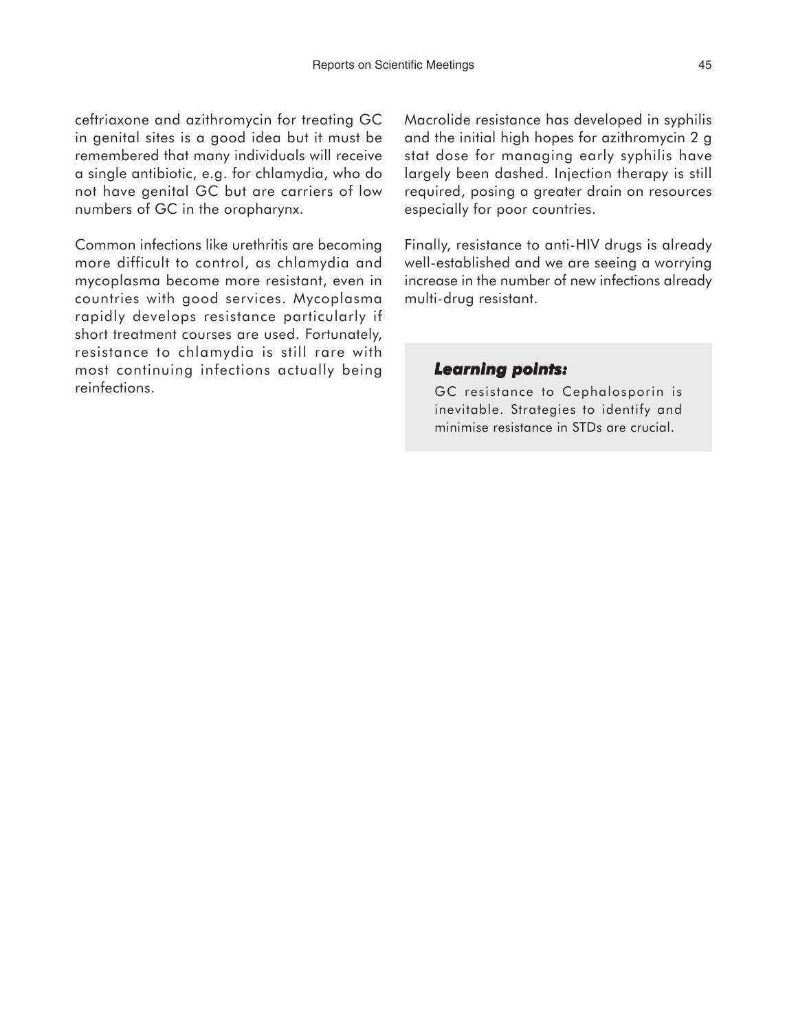ceftriaxone and azithromycin for treating GC in genital sites is a good idea but it must be remembered that many individuals will receive a single antibiotic, e.g. for chlamydia, who do not have genital GC but are carriers of low numbers of GC in the oropharynx.

Common infections like urethritis are becoming more difficult to control, as chlamydia and mycoplasma become more resistant, even in countries with good services. Mycoplasma rapidly develops resistance particularly if short treatment courses are used. Fortunately, resistance to chlamydia is still rare with most continuing infections actually being reinfections.

Macrolide resistance has developed in syphilis and the initial high hopes for azithromycin 2 g stat dose for managing early syphilis have largely been dashed. Injection therapy is still required, posing a greater drain on resources especially for poor countries.

Finally, resistance to anti-HIV drugs is already well-established and we are seeing a worrying increase in the number of new infections already multi-drug resistant.

***Learning points:***

GC resistance to Cephalosporin is inevitable. Strategies to identify and minimise resistance in STDs are crucial.